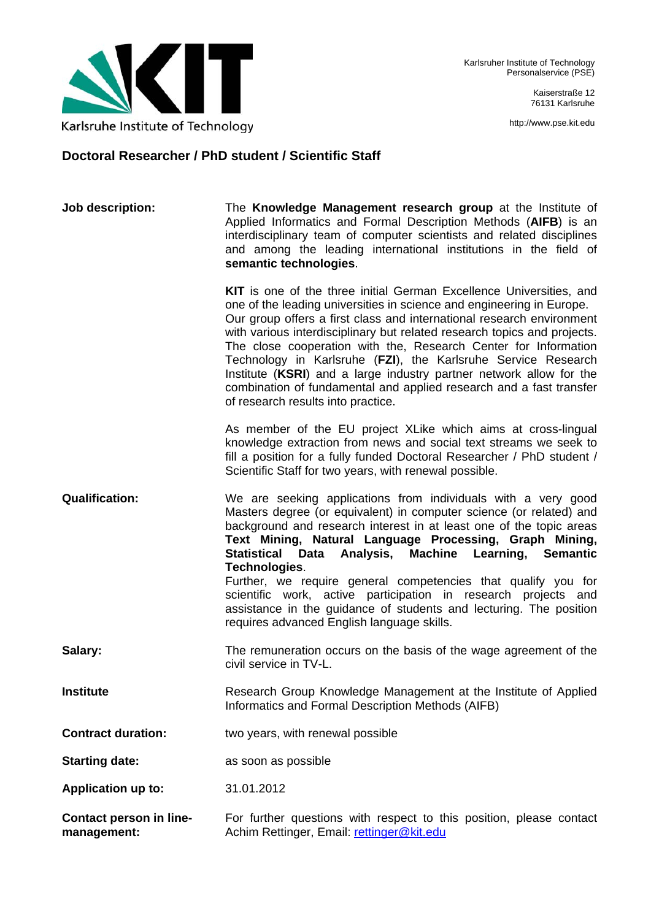Karlsruhe Institute of Technology

Karlsruher Institute of Technology
Personalservice (PSE)

Kaiserstraße 12
76131 Karlsruhe

http://www.pse.kit.edu

## Doctoral Researcher / PhD student / Scientific Staff

**Job description:**

The **Knowledge Management research group** at the Institute of Applied Informatics and Formal Description Methods (**AIFB**) is an interdisciplinary team of computer scientists and related disciplines and among the leading international institutions in the field of **semantic technologies**.

**KIT** is one of the three initial German Excellence Universities, and one of the leading universities in science and engineering in Europe. Our group offers a first class and international research environment with various interdisciplinary but related research topics and projects. The close cooperation with the, Research Center for Information Technology in Karlsruhe (**FZI**), the Karlsruhe Service Research Institute (**KSRI**) and a large industry partner network allow for the combination of fundamental and applied research and a fast transfer of research results into practice.

As member of the EU project XLike which aims at cross-lingual knowledge extraction from news and social text streams we seek to fill a position for a fully funded Doctoral Researcher / PhD student / Scientific Staff for two years, with renewal possible.

**Qualification:**

We are seeking applications from individuals with a very good Masters degree (or equivalent) in computer science (or related) and background and research interest in at least one of the topic areas **Text Mining, Natural Language Processing, Graph Mining, Statistical Data Analysis, Machine Learning, Semantic Technologies**.
Further, we require general competencies that qualify you for scientific work, active participation in research projects and assistance in the guidance of students and lecturing. The position requires advanced English language skills.

**Salary:**

The remuneration occurs on the basis of the wage agreement of the civil service in TV-L.

**Institute**

Research Group Knowledge Management at the Institute of Applied Informatics and Formal Description Methods (AIFB)

**Contract duration:**

two years, with renewal possible

**Starting date:**

as soon as possible

**Application up to:**

31.01.2012

**Contact person in line-management:**

For further questions with respect to this position, please contact Achim Rettinger, Email: rettinger@kit.edu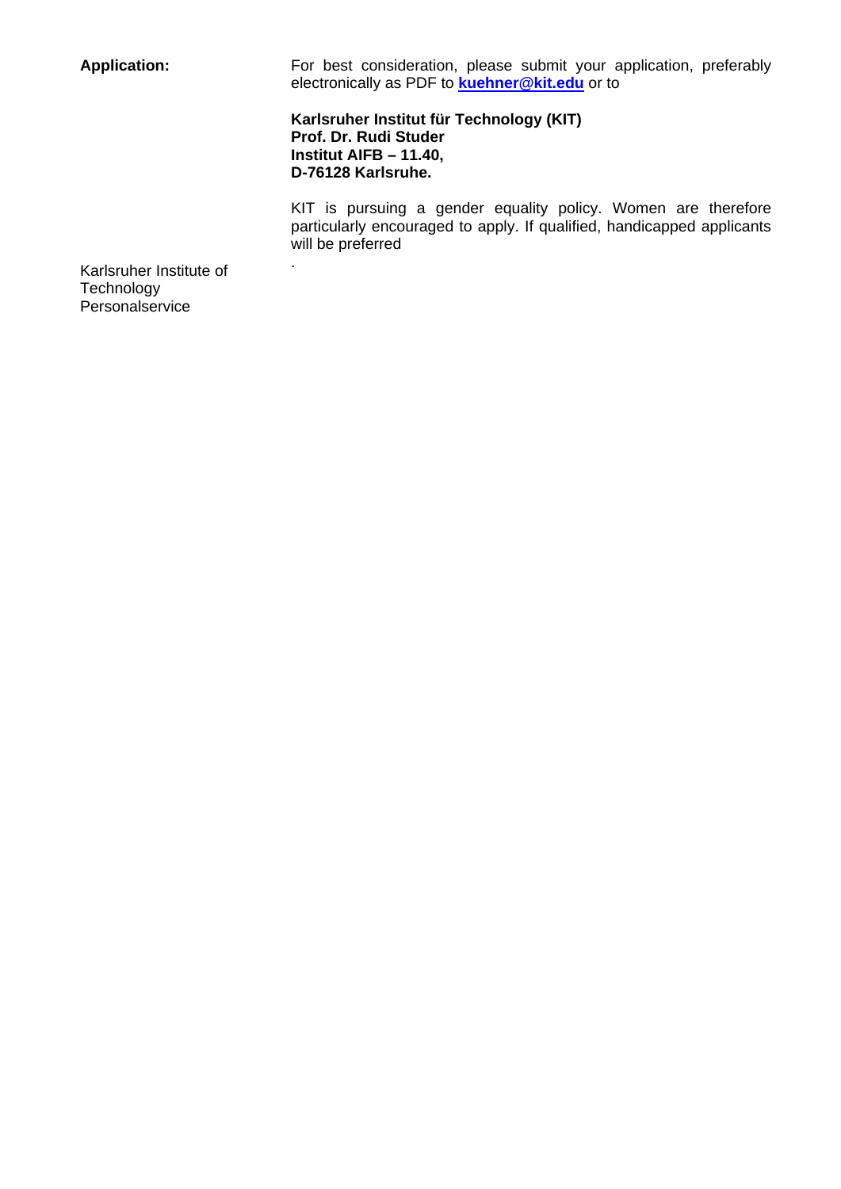**Application:**

For best consideration, please submit your application, preferably electronically as PDF to **kuehner@kit.edu** or to

**Karlsruher Institut für Technology (KIT)**
**Prof. Dr. Rudi Studer**
**Institut AIFB – 11.40,**
**D-76128 Karlsruhe.**

KIT is pursuing a gender equality policy. Women are therefore particularly encouraged to apply. If qualified, handicapped applicants will be preferred

.

Karlsruher Institute of Technology
Personalservice